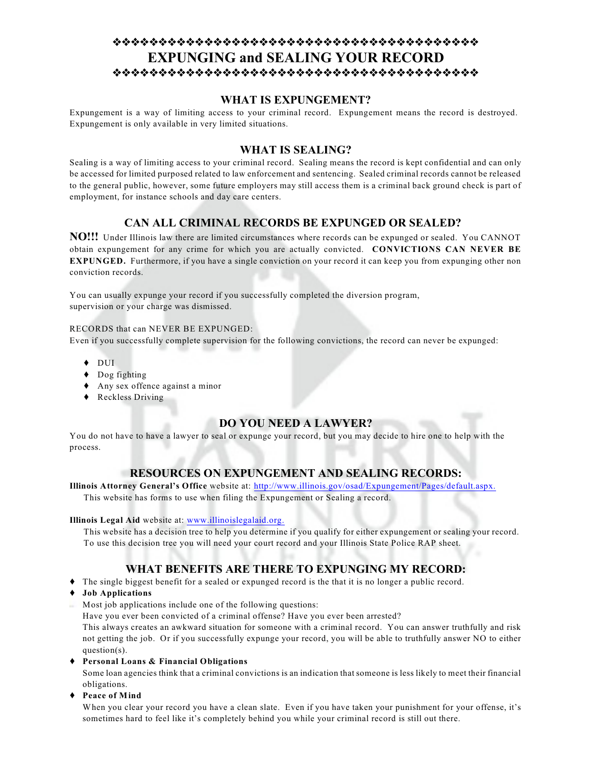# EXPUNGING and SEALING YOUR RECORD

## WHAT IS EXPUNGEMENT?

Expungement is a way of limiting access to your criminal record. Expungement means the record is destroyed. Expungement is only available in very limited situations.

## WHAT IS SEALING?

Sealing is a way of limiting access to your criminal record. Sealing means the record is kept confidential and can only be accessed for limited purposed related to law enforcement and sentencing. Sealed criminal records cannot be released to the general public, however, some future employers may still access them is a criminal back ground check is part of employment, for instance schools and day care centers.

## CAN ALL CRIMINAL RECORDS BE EXPUNGED OR SEALED?

**NO!!!** Under Illinois law there are limited circumstances where records can be expunged or sealed. You CANNOT obtain expungement for any crime for which you are actually convicted. **CONVICTIONS CAN NEVER BE EXPUNGED.** Furthermore, if you have a single conviction on your record it can keep you from expunging other non conviction records.

You can usually expunge your record if you successfully completed the diversion program, supervision or your charge was dismissed.

RECORDS that can NEVER BE EXPUNGED:
Even if you successfully complete supervision for the following convictions, the record can never be expunged:

- DUI
- Dog fighting
- Any sex offence against a minor
- Reckless Driving

## DO YOU NEED A LAWYER?

You do not have to have a lawyer to seal or expunge your record, but you may decide to hire one to help with the process.

## RESOURCES ON EXPUNGEMENT AND SEALING RECORDS:

**Illinois Attorney General's Office** website at: http://www.illinois.gov/osad/Expungement/Pages/default.aspx.
This website has forms to use when filing the Expungement or Sealing a record.

**Illinois Legal Aid** website at: www.illinoislegalaid.org.
This website has a decision tree to help you determine if you qualify for either expungement or sealing your record. To use this decision tree you will need your court record and your Illinois State Police RAP sheet.

## WHAT BENEFITS ARE THERE TO EXPUNGING MY RECORD:

- The single biggest benefit for a sealed or expunged record is the that it is no longer a public record.
- **Job Applications**
  Most job applications include one of the following questions:
  Have you ever been convicted of a criminal offense? Have you ever been arrested?
  This always creates an awkward situation for someone with a criminal record. You can answer truthfully and risk not getting the job. Or if you successfully expunge your record, you will be able to truthfully answer NO to either question(s).
- **Personal Loans & Financial Obligations**
  Some loan agencies think that a criminal convictions is an indication that someone is less likely to meet their financial obligations.
- **Peace of Mind**
  When you clear your record you have a clean slate. Even if you have taken your punishment for your offense, it's sometimes hard to feel like it's completely behind you while your criminal record is still out there.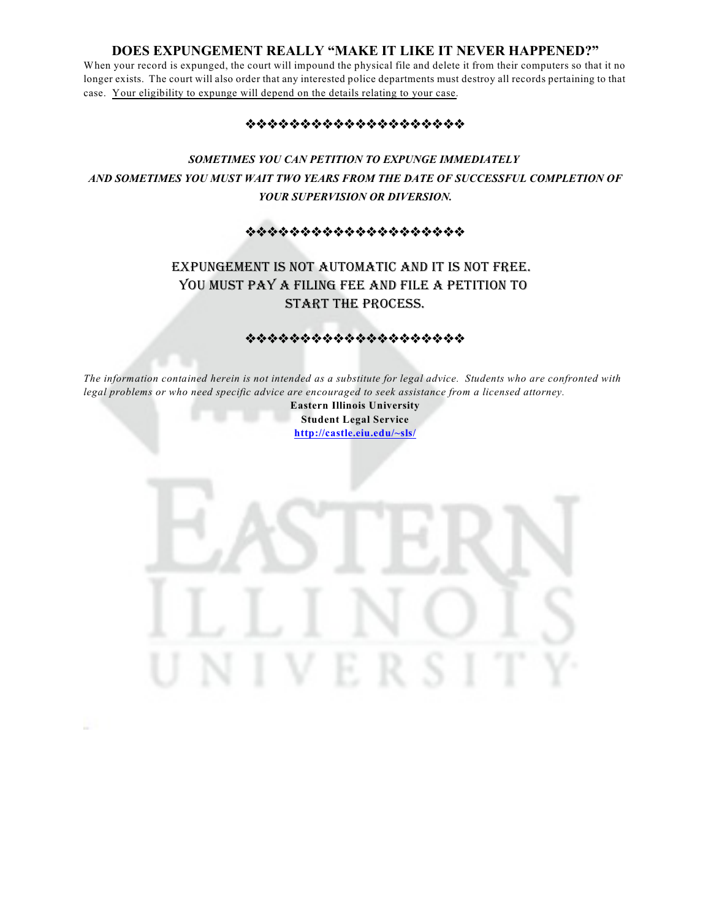## DOES EXPUNGEMENT REALLY "MAKE IT LIKE IT NEVER HAPPENED?"

When your record is expunged, the court will impound the physical file and delete it from their computers so that it no longer exists. The court will also order that any interested police departments must destroy all records pertaining to that case. Your eligibility to expunge will depend on the details relating to your case.

❖❖❖❖❖❖❖❖❖❖❖❖❖❖❖❖❖❖❖❖❖

***SOMETIMES YOU CAN PETITION TO EXPUNGE IMMEDIATELY AND SOMETIMES YOU MUST WAIT TWO YEARS FROM THE DATE OF SUCCESSFUL COMPLETION OF YOUR SUPERVISION OR DIVERSION.***

❖❖❖❖❖❖❖❖❖❖❖❖❖❖❖❖❖❖❖❖❖

EXPUNGEMENT IS NOT AUTOMATIC AND IT IS NOT FREE. YOU MUST PAY A FILING FEE AND FILE A PETITION TO START THE PROCESS.

❖❖❖❖❖❖❖❖❖❖❖❖❖❖❖❖❖❖❖❖❖

*The information contained herein is not intended as a substitute for legal advice. Students who are confronted with legal problems or who need specific advice are encouraged to seek assistance from a licensed attorney.*

**Eastern Illinois University**
**Student Legal Service**
**http://castle.eiu.edu/~sls/**